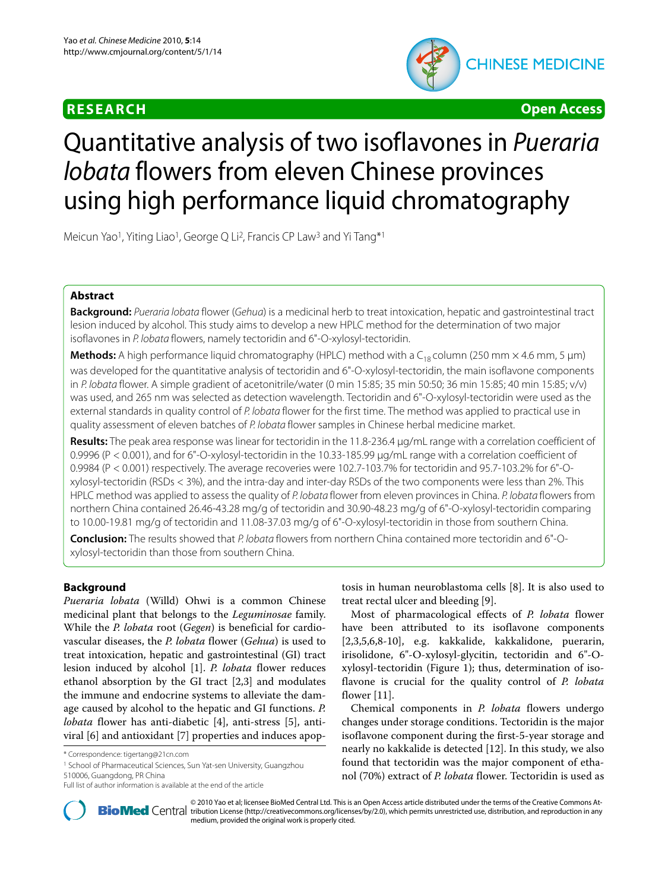**RESEARCH** **Open Access**

# Quantitative analysis of two isoflavones in *Pueraria lobata* flowers from eleven Chinese provinces using high performance liquid chromatography

Meicun Yao[1], Yiting Liao[1], George Q Li[2], Francis CP Law[3] and Yi Tang*[1]

## Abstract

**Background:** *Pueraria lobata* flower (*Gehua*) is a medicinal herb to treat intoxication, hepatic and gastrointestinal tract lesion induced by alcohol. This study aims to develop a new HPLC method for the determination of two major isoflavones in *P. lobata* flowers, namely tectoridin and 6"-O-xylosyl-tectoridin.

**Methods:** A high performance liquid chromatography (HPLC) method with a $C_{18}$ column (250 mm × 4.6 mm, 5 μm) was developed for the quantitative analysis of tectoridin and 6"-O-xylosyl-tectoridin, the main isoflavone components in *P. lobata* flower. A simple gradient of acetonitrile/water (0 min 15:85; 35 min 50:50; 36 min 15:85; 40 min 15:85; v/v) was used, and 265 nm was selected as detection wavelength. Tectoridin and 6"-O-xylosyl-tectoridin were used as the external standards in quality control of *P. lobata* flower for the first time. The method was applied to practical use in quality assessment of eleven batches of *P. lobata* flower samples in Chinese herbal medicine market.

**Results:** The peak area response was linear for tectoridin in the 11.8-236.4 μg/mL range with a correlation coefficient of 0.9996 ($P < 0.001$), and for 6"-O-xylosyl-tectoridin in the 10.33-185.99 μg/mL range with a correlation coefficient of 0.9984 ($P < 0.001$) respectively. The average recoveries were 102.7-103.7% for tectoridin and 95.7-103.2% for 6"-O-xylosyl-tectoridin (RSDs < 3%), and the intra-day and inter-day RSDs of the two components were less than 2%. This HPLC method was applied to assess the quality of *P. lobata* flower from eleven provinces in China. *P. lobata* flowers from northern China contained 26.46-43.28 mg/g of tectoridin and 30.90-48.23 mg/g of 6"-O-xylosyl-tectoridin comparing to 10.00-19.81 mg/g of tectoridin and 11.08-37.03 mg/g of 6"-O-xylosyl-tectoridin in those from southern China.

**Conclusion:** The results showed that *P. lobata* flowers from northern China contained more tectoridin and 6"-O-xylosyl-tectoridin than those from southern China.

## Background

*Pueraria lobata* (Willd) Ohwi is a common Chinese medicinal plant that belongs to the *Leguminosae* family. While the *P. lobata* root (*Gegen*) is beneficial for cardiovascular diseases, the *P. lobata* flower (*Gehua*) is used to treat intoxication, hepatic and gastrointestinal (GI) tract lesion induced by alcohol [1]. *P. lobata* flower reduces ethanol absorption by the GI tract [2,3] and modulates the immune and endocrine systems to alleviate the damage caused by alcohol to the hepatic and GI functions. *P. lobata* flower has anti-diabetic [4], anti-stress [5], antiviral [6] and antioxidant [7] properties and induces apoptosis in human neuroblastoma cells [8]. It is also used to treat rectal ulcer and bleeding [9].

Most of pharmacological effects of *P. lobata* flower have been attributed to its isoflavone components [2,3,5,6,8-10], e.g. kakkalide, kakkalidone, puerarin, irisolidone, 6"-O-xylosyl-glycitin, tectoridin and 6"-O-xylosyl-tectoridin (Figure 1); thus, determination of isoflavone is crucial for the quality control of *P. lobata* flower [11].

Chemical components in *P. lobata* flowers undergo changes under storage conditions. Tectoridin is the major isoflavone component during the first-5-year storage and nearly no kakkalide is detected [12]. In this study, we also found that tectoridin was the major component of ethanol (70%) extract of *P. lobata* flower. Tectoridin is used as

\* Correspondence: tigertang@21cn.com

[1] School of Pharmaceutical Sciences, Sun Yat-sen University, Guangzhou 510006, Guangdong, PR China

Full list of author information is available at the end of the article

© 2010 Yao et al; licensee BioMed Central Ltd. This is an Open Access article distributed under the terms of the Creative Commons Attribution License (http://creativecommons.org/licenses/by/2.0), which permits unrestricted use, distribution, and reproduction in any medium, provided the original work is properly cited.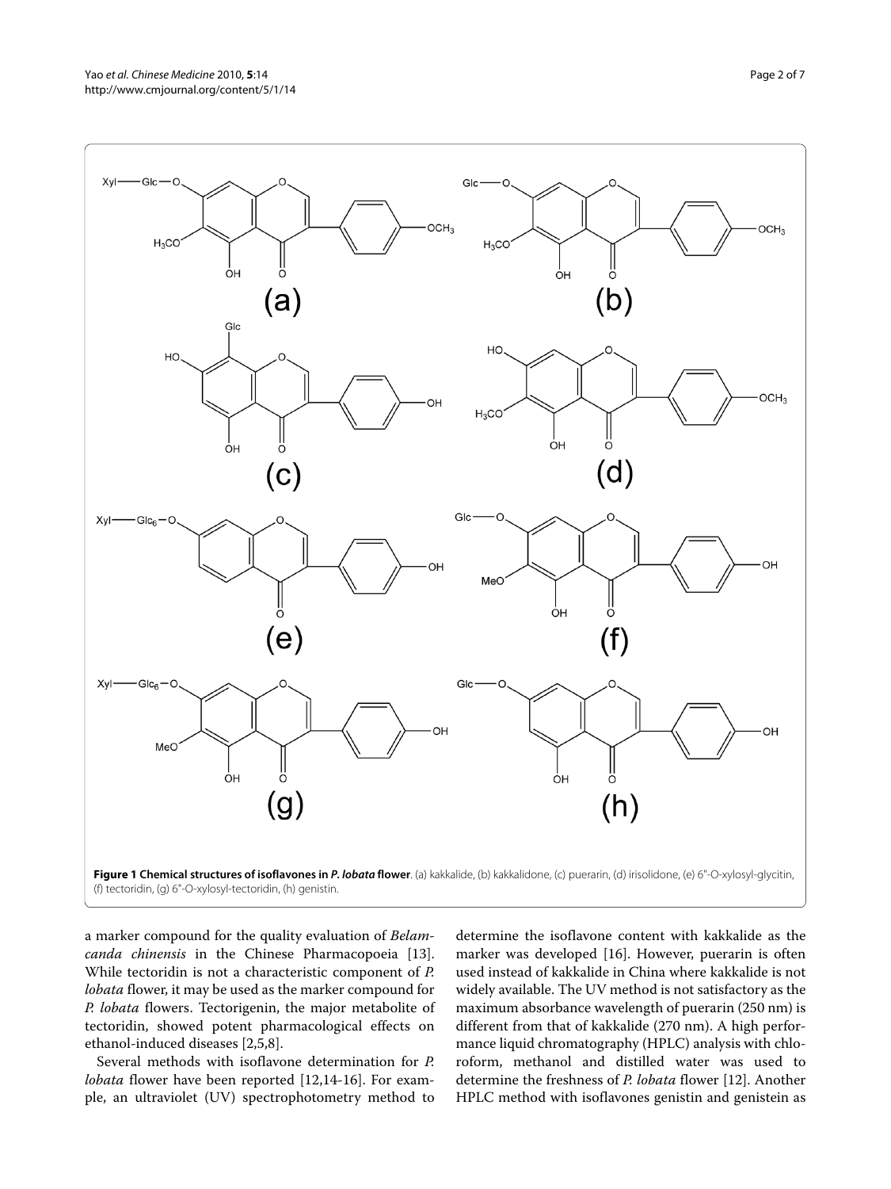**Figure 1 Chemical structures of isoflavones in *P. lobata* flower**. (a) kakkalide, (b) kakkalidone, (c) puerarin, (d) irisolidone, (e) 6"-O-xylosyl-glycitin, (f) tectoridin, (g) 6"-O-xylosyl-tectoridin, (h) genistin.

a marker compound for the quality evaluation of *Belamcanda chinensis* in the Chinese Pharmacopoeia [13]. While tectoridin is not a characteristic component of *P. lobata* flower, it may be used as the marker compound for *P. lobata* flowers. Tectorigenin, the major metabolite of tectoridin, showed potent pharmacological effects on ethanol-induced diseases [2,5,8].

Several methods with isoflavone determination for *P. lobata* flower have been reported [12,14-16]. For example, an ultraviolet (UV) spectrophotometry method to determine the isoflavone content with kakkalide as the marker was developed [16]. However, puerarin is often used instead of kakkalide in China where kakkalide is not widely available. The UV method is not satisfactory as the maximum absorbance wavelength of puerarin (250 nm) is different from that of kakkalide (270 nm). A high performance liquid chromatography (HPLC) analysis with chloroform, methanol and distilled water was used to determine the freshness of *P. lobata* flower [12]. Another HPLC method with isoflavones genistin and genistein as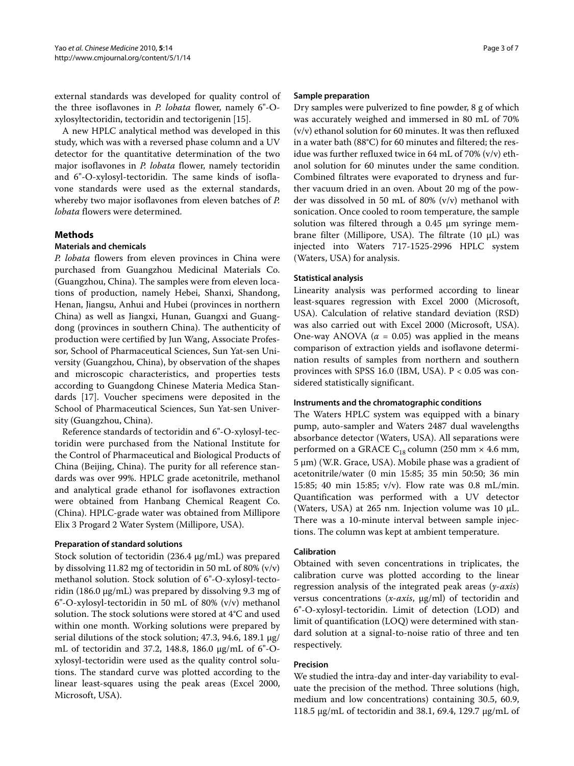external standards was developed for quality control of the three isoflavones in *P. lobata* flower, namely 6"-O-xylosyltectoridin, tectoridin and tectorigenin [15].

A new HPLC analytical method was developed in this study, which was with a reversed phase column and a UV detector for the quantitative determination of the two major isoflavones in *P. lobata* flower, namely tectoridin and 6"-O-xylosyl-tectoridin. The same kinds of isoflavone standards were used as the external standards, whereby two major isoflavones from eleven batches of *P. lobata* flowers were determined.

## Methods

### Materials and chemicals

*P. lobata* flowers from eleven provinces in China were purchased from Guangzhou Medicinal Materials Co. (Guangzhou, China). The samples were from eleven locations of production, namely Hebei, Shanxi, Shandong, Henan, Jiangsu, Anhui and Hubei (provinces in northern China) as well as Jiangxi, Hunan, Guangxi and Guangdong (provinces in southern China). The authenticity of production were certified by Jun Wang, Associate Professor, School of Pharmaceutical Sciences, Sun Yat-sen University (Guangzhou, China), by observation of the shapes and microscopic characteristics, and properties tests according to Guangdong Chinese Materia Medica Standards [17]. Voucher specimens were deposited in the School of Pharmaceutical Sciences, Sun Yat-sen University (Guangzhou, China).

Reference standards of tectoridin and 6"-O-xylosyl-tectoridin were purchased from the National Institute for the Control of Pharmaceutical and Biological Products of China (Beijing, China). The purity for all reference standards was over 99%. HPLC grade acetonitrile, methanol and analytical grade ethanol for isoflavones extraction were obtained from Hanbang Chemical Reagent Co. (China). HPLC-grade water was obtained from Millipore Elix 3 Progard 2 Water System (Millipore, USA).

### Preparation of standard solutions

Stock solution of tectoridin (236.4 μg/mL) was prepared by dissolving 11.82 mg of tectoridin in 50 mL of 80% (v/v) methanol solution. Stock solution of 6"-O-xylosyl-tectoridin (186.0 μg/mL) was prepared by dissolving 9.3 mg of 6"-O-xylosyl-tectoridin in 50 mL of 80% (v/v) methanol solution. The stock solutions were stored at 4°C and used within one month. Working solutions were prepared by serial dilutions of the stock solution; 47.3, 94.6, 189.1 μg/mL of tectoridin and 37.2, 148.8, 186.0 μg/mL of 6"-O-xylosyl-tectoridin were used as the quality control solutions. The standard curve was plotted according to the linear least-squares using the peak areas (Excel 2000, Microsoft, USA).

### Sample preparation

Dry samples were pulverized to fine powder, 8 g of which was accurately weighed and immersed in 80 mL of 70% (v/v) ethanol solution for 60 minutes. It was then refluxed in a water bath (88°C) for 60 minutes and filtered; the residue was further refluxed twice in 64 mL of 70% (v/v) ethanol solution for 60 minutes under the same condition. Combined filtrates were evaporated to dryness and further vacuum dried in an oven. About 20 mg of the powder was dissolved in 50 mL of 80% (v/v) methanol with sonication. Once cooled to room temperature, the sample solution was filtered through a 0.45 μm syringe membrane filter (Millipore, USA). The filtrate (10 μL) was injected into Waters 717-1525-2996 HPLC system (Waters, USA) for analysis.

### Statistical analysis

Linearity analysis was performed according to linear least-squares regression with Excel 2000 (Microsoft, USA). Calculation of relative standard deviation (RSD) was also carried out with Excel 2000 (Microsoft, USA). One-way ANOVA ($\alpha$ = 0.05) was applied in the means comparison of extraction yields and isoflavone determination results of samples from northern and southern provinces with SPSS 16.0 (IBM, USA). $P < 0.05$ was considered statistically significant.

### Instruments and the chromatographic conditions

The Waters HPLC system was equipped with a binary pump, auto-sampler and Waters 2487 dual wavelengths absorbance detector (Waters, USA). All separations were performed on a GRACE $C_{18}$ column (250 mm × 4.6 mm, 5 μm) (W.R. Grace, USA). Mobile phase was a gradient of acetonitrile/water (0 min 15:85; 35 min 50:50; 36 min 15:85; 40 min 15:85; v/v). Flow rate was 0.8 mL/min. Quantification was performed with a UV detector (Waters, USA) at 265 nm. Injection volume was 10 μL. There was a 10-minute interval between sample injections. The column was kept at ambient temperature.

### Calibration

Obtained with seven concentrations in triplicates, the calibration curve was plotted according to the linear regression analysis of the integrated peak areas (*y-axis*) versus concentrations (*x-axis*, μg/ml) of tectoridin and 6"-O-xylosyl-tectoridin. Limit of detection (LOD) and limit of quantification (LOQ) were determined with standard solution at a signal-to-noise ratio of three and ten respectively.

### Precision

We studied the intra-day and inter-day variability to evaluate the precision of the method. Three solutions (high, medium and low concentrations) containing 30.5, 60.9, 118.5 μg/mL of tectoridin and 38.1, 69.4, 129.7 μg/mL of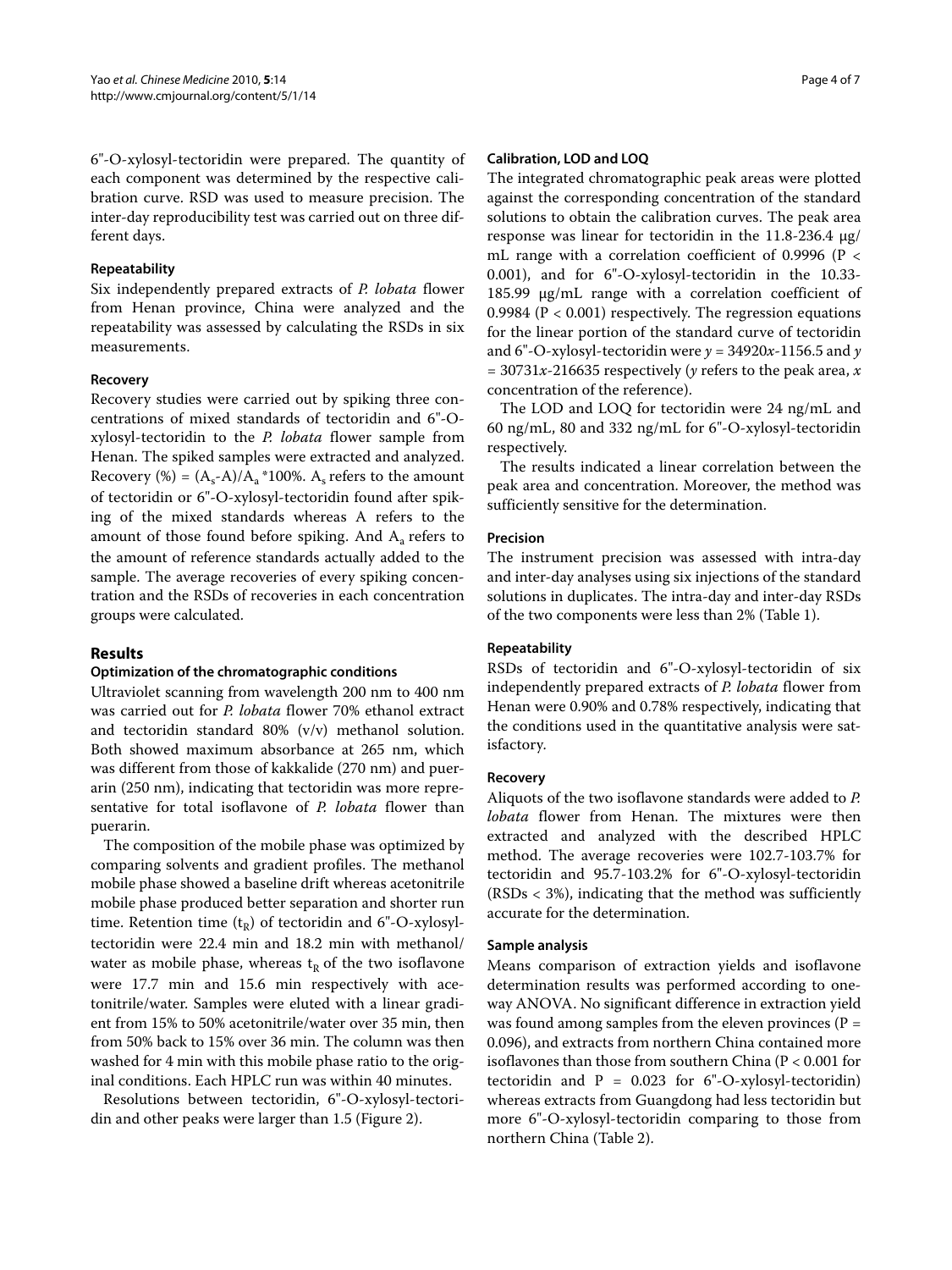6"-O-xylosyl-tectoridin were prepared. The quantity of each component was determined by the respective calibration curve. RSD was used to measure precision. The inter-day reproducibility test was carried out on three different days.

#### Repeatability

Six independently prepared extracts of *P. lobata* flower from Henan province, China were analyzed and the repeatability was assessed by calculating the RSDs in six measurements.

#### Recovery

Recovery studies were carried out by spiking three concentrations of mixed standards of tectoridin and 6"-O-xylosyl-tectoridin to the *P. lobata* flower sample from Henan. The spiked samples were extracted and analyzed. Recovery (%) = $(A_s\text{-}A)/A_a$ *100%. $A_s$ refers to the amount of tectoridin or 6"-O-xylosyl-tectoridin found after spiking of the mixed standards whereas A refers to the amount of those found before spiking. And $A_a$ refers to the amount of reference standards actually added to the sample. The average recoveries of every spiking concentration and the RSDs of recoveries in each concentration groups were calculated.

## Results

#### Optimization of the chromatographic conditions

Ultraviolet scanning from wavelength 200 nm to 400 nm was carried out for *P. lobata* flower 70% ethanol extract and tectoridin standard 80% (v/v) methanol solution. Both showed maximum absorbance at 265 nm, which was different from those of kakkalide (270 nm) and puerarin (250 nm), indicating that tectoridin was more representative for total isoflavone of *P. lobata* flower than puerarin.

The composition of the mobile phase was optimized by comparing solvents and gradient profiles. The methanol mobile phase showed a baseline drift whereas acetonitrile mobile phase produced better separation and shorter run time. Retention time ($t_R$) of tectoridin and 6"-O-xylosyl-tectoridin were 22.4 min and 18.2 min with methanol/water as mobile phase, whereas $t_R$ of the two isoflavone were 17.7 min and 15.6 min respectively with acetonitrile/water. Samples were eluted with a linear gradient from 15% to 50% acetonitrile/water over 35 min, then from 50% back to 15% over 36 min. The column was then washed for 4 min with this mobile phase ratio to the original conditions. Each HPLC run was within 40 minutes.

Resolutions between tectoridin, 6"-O-xylosyl-tectoridin and other peaks were larger than 1.5 (Figure 2).

#### Calibration, LOD and LOQ

The integrated chromatographic peak areas were plotted against the corresponding concentration of the standard solutions to obtain the calibration curves. The peak area response was linear for tectoridin in the 11.8-236.4 μg/mL range with a correlation coefficient of 0.9996 ($P < 0.001$), and for 6"-O-xylosyl-tectoridin in the 10.33-185.99 μg/mL range with a correlation coefficient of 0.9984 ($P < 0.001$) respectively. The regression equations for the linear portion of the standard curve of tectoridin and 6"-O-xylosyl-tectoridin were $y = 34920x\text{-}1156.5$ and $y = 30731x\text{-}216635$ respectively ($y$ refers to the peak area, $x$ concentration of the reference).

The LOD and LOQ for tectoridin were 24 ng/mL and 60 ng/mL, 80 and 332 ng/mL for 6"-O-xylosyl-tectoridin respectively.

The results indicated a linear correlation between the peak area and concentration. Moreover, the method was sufficiently sensitive for the determination.

#### Precision

The instrument precision was assessed with intra-day and inter-day analyses using six injections of the standard solutions in duplicates. The intra-day and inter-day RSDs of the two components were less than 2% (Table 1).

#### Repeatability

RSDs of tectoridin and 6"-O-xylosyl-tectoridin of six independently prepared extracts of *P. lobata* flower from Henan were 0.90% and 0.78% respectively, indicating that the conditions used in the quantitative analysis were satisfactory.

#### Recovery

Aliquots of the two isoflavone standards were added to *P. lobata* flower from Henan. The mixtures were then extracted and analyzed with the described HPLC method. The average recoveries were 102.7-103.7% for tectoridin and 95.7-103.2% for 6"-O-xylosyl-tectoridin (RSDs < 3%), indicating that the method was sufficiently accurate for the determination.

#### Sample analysis

Means comparison of extraction yields and isoflavone determination results was performed according to one-way ANOVA. No significant difference in extraction yield was found among samples from the eleven provinces ($P = 0.096$), and extracts from northern China contained more isoflavones than those from southern China ($P < 0.001$ for tectoridin and $P = 0.023$ for 6"-O-xylosyl-tectoridin) whereas extracts from Guangdong had less tectoridin but more 6"-O-xylosyl-tectoridin comparing to those from northern China (Table 2).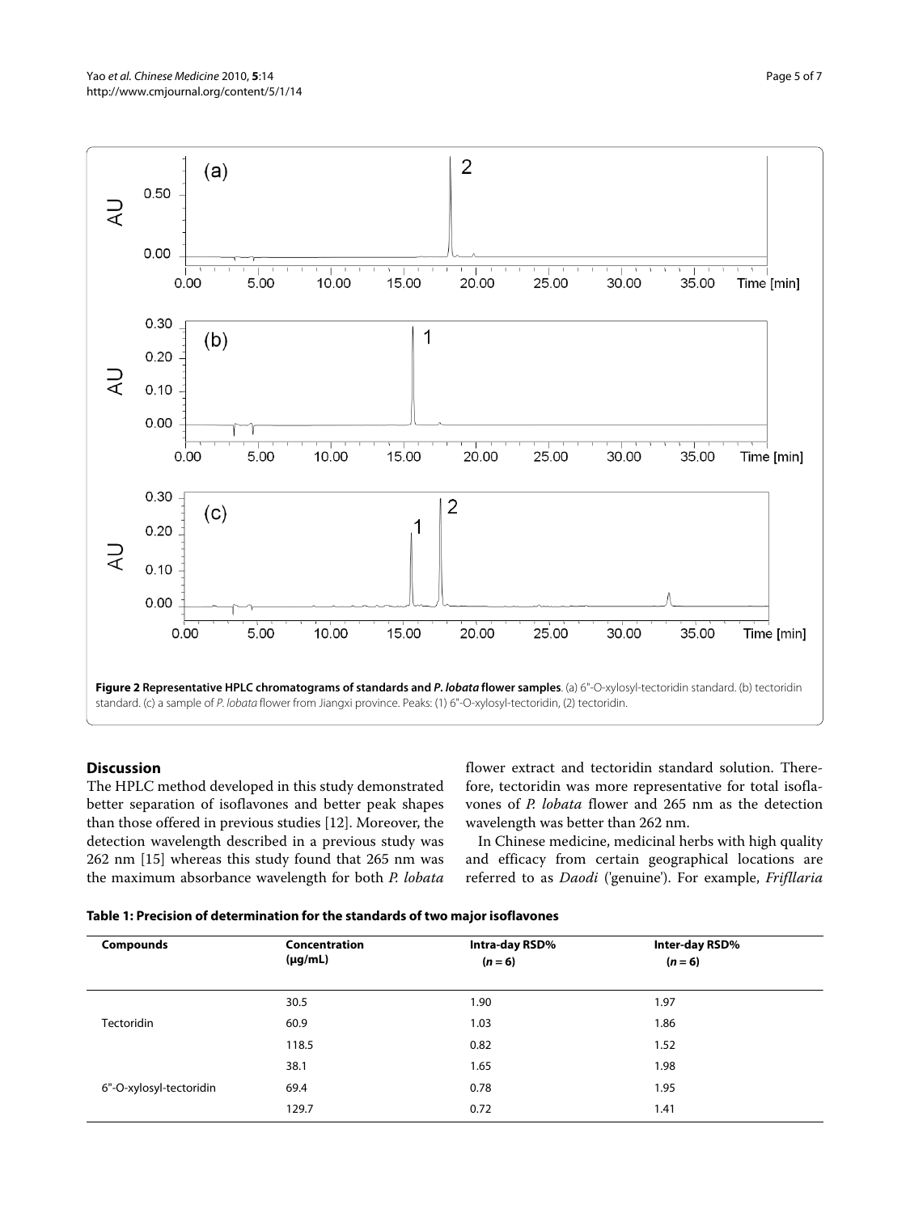**Figure 2 Representative HPLC chromatograms of standards and *P. lobata* flower samples**. (a) 6"-O-xylosyl-tectoridin standard. (b) tectoridin standard. (c) a sample of *P. lobata* flower from Jiangxi province. Peaks: (1) 6"-O-xylosyl-tectoridin, (2) tectoridin.

## Discussion

The HPLC method developed in this study demonstrated better separation of isoflavones and better peak shapes than those offered in previous studies [12]. Moreover, the detection wavelength described in a previous study was 262 nm [15] whereas this study found that 265 nm was the maximum absorbance wavelength for both *P. lobata* flower extract and tectoridin standard solution. Therefore, tectoridin was more representative for total isoflavones of *P. lobata* flower and 265 nm as the detection wavelength was better than 262 nm.

In Chinese medicine, medicinal herbs with high quality and efficacy from certain geographical locations are referred to as *Daodi* ('genuine'). For example, *Frifllaria*

**Table 1: Precision of determination for the standards of two major isoflavones**

| Compounds | Concentration (μg/mL) | Intra-day RSD% (*n* = 6) | Inter-day RSD% (*n* = 6) |
|---|---|---|---|
| | 30.5 | 1.90 | 1.97 |
| Tectoridin | 60.9 | 1.03 | 1.86 |
| | 118.5 | 0.82 | 1.52 |
| | 38.1 | 1.65 | 1.98 |
| 6"-O-xylosyl-tectoridin | 69.4 | 0.78 | 1.95 |
| | 129.7 | 0.72 | 1.41 |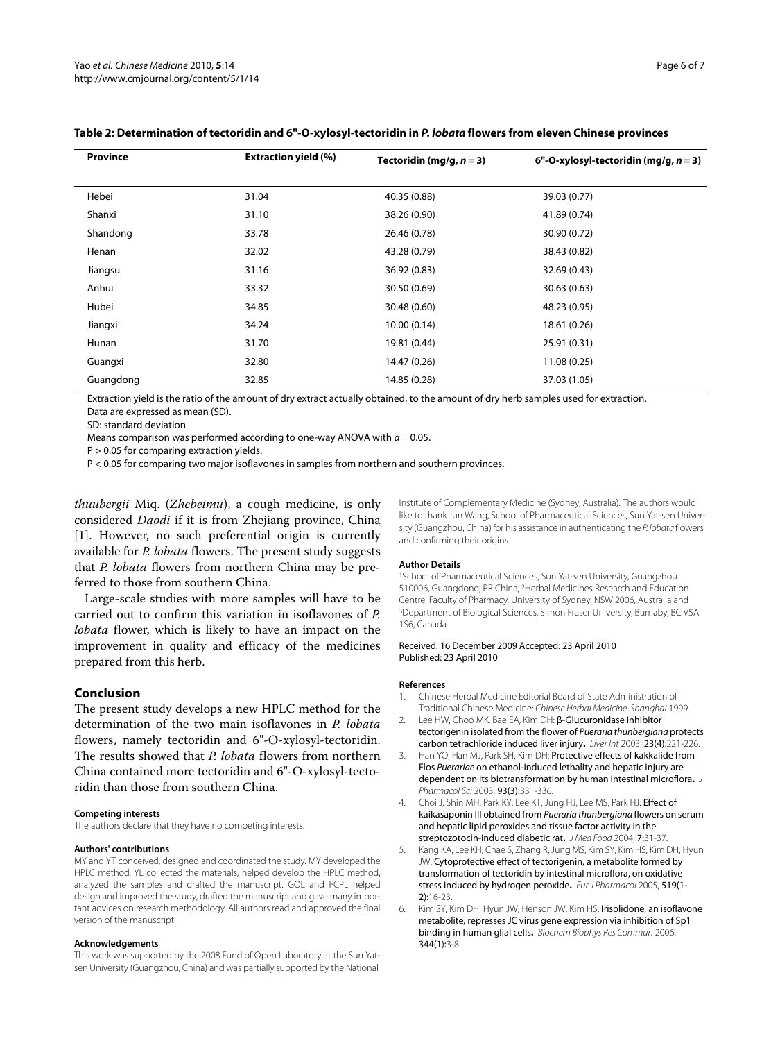**Table 2: Determination of tectoridin and 6"-O-xylosyl-tectoridin in *P. lobata* flowers from eleven Chinese provinces**

| Province | Extraction yield (%) | Tectoridin (mg/g, $n = 3$) | 6"-O-xylosyl-tectoridin (mg/g, $n = 3$) |
|---|---|---|---|
| Hebei | 31.04 | 40.35 (0.88) | 39.03 (0.77) |
| Shanxi | 31.10 | 38.26 (0.90) | 41.89 (0.74) |
| Shandong | 33.78 | 26.46 (0.78) | 30.90 (0.72) |
| Henan | 32.02 | 43.28 (0.79) | 38.43 (0.82) |
| Jiangsu | 31.16 | 36.92 (0.83) | 32.69 (0.43) |
| Anhui | 33.32 | 30.50 (0.69) | 30.63 (0.63) |
| Hubei | 34.85 | 30.48 (0.60) | 48.23 (0.95) |
| Jiangxi | 34.24 | 10.00 (0.14) | 18.61 (0.26) |
| Hunan | 31.70 | 19.81 (0.44) | 25.91 (0.31) |
| Guangxi | 32.80 | 14.47 (0.26) | 11.08 (0.25) |
| Guangdong | 32.85 | 14.85 (0.28) | 37.03 (1.05) |

Extraction yield is the ratio of the amount of dry extract actually obtained, to the amount of dry herb samples used for extraction.
Data are expressed as mean (SD).
SD: standard deviation
Means comparison was performed according to one-way ANOVA with $\alpha = 0.05$.
$P > 0.05$ for comparing extraction yields.
$P < 0.05$ for comparing two major isoflavones in samples from northern and southern provinces.

*thuubergii* Miq. (*Zhebeimu*), a cough medicine, is only considered *Daodi* if it is from Zhejiang province, China [1]. However, no such preferential origin is currently available for *P. lobata* flowers. The present study suggests that *P. lobata* flowers from northern China may be preferred to those from southern China.

Large-scale studies with more samples will have to be carried out to confirm this variation in isoflavones of *P. lobata* flower, which is likely to have an impact on the improvement in quality and efficacy of the medicines prepared from this herb.

## Conclusion

The present study develops a new HPLC method for the determination of the two main isoflavones in *P. lobata* flowers, namely tectoridin and 6"-O-xylosyl-tectoridin. The results showed that *P. lobata* flowers from northern China contained more tectoridin and 6"-O-xylosyl-tectoridin than those from southern China.

#### Competing interests

The authors declare that they have no competing interests.

#### Authors' contributions

MY and YT conceived, designed and coordinated the study. MY developed the HPLC method. YL collected the materials, helped develop the HPLC method, analyzed the samples and drafted the manuscript. GQL and FCPL helped design and improved the study, drafted the manuscript and gave many important advices on research methodology. All authors read and approved the final version of the manuscript.

#### Acknowledgements

This work was supported by the 2008 Fund of Open Laboratory at the Sun Yat-sen University (Guangzhou, China) and was partially supported by the National Institute of Complementary Medicine (Sydney, Australia). The authors would like to thank Jun Wang, School of Pharmaceutical Sciences, Sun Yat-sen University (Guangzhou, China) for his assistance in authenticating the *P. lobata* flowers and confirming their origins.

#### Author Details

[1]School of Pharmaceutical Sciences, Sun Yat-sen University, Guangzhou 510006, Guangdong, PR China, [2]Herbal Medicines Research and Education Centre, Faculty of Pharmacy, University of Sydney, NSW 2006, Australia and [3]Department of Biological Sciences, Simon Fraser University, Burnaby, BC V5A 1S6, Canada

Received: 16 December 2009 Accepted: 23 April 2010
Published: 23 April 2010

#### References

1. Chinese Herbal Medicine Editorial Board of State Administration of Traditional Chinese Medicine: *Chinese Herbal Medicine. Shanghai* 1999.
2. Lee HW, Choo MK, Bae EA, Kim DH: **β-Glucuronidase inhibitor tectorigenin isolated from the flower of *Pueraria thunbergiana* protects carbon tetrachloride induced liver injury.** *Liver Int* 2003, **23(4)**:221-226.
3. Han YO, Han MJ, Park SH, Kim DH: **Protective effects of kakkalide from Flos *Puerariae* on ethanol-induced lethality and hepatic injury are dependent on its biotransformation by human intestinal microflora.** *J Pharmacol Sci* 2003, **93(3)**:331-336.
4. Choi J, Shin MH, Park KY, Lee KT, Jung HJ, Lee MS, Park HJ: **Effect of kaikasaponin III obtained from *Pueraria thunbergiana* flowers on serum and hepatic lipid peroxides and tissue factor activity in the streptozotocin-induced diabetic rat.** *J Med Food* 2004, **7**:31-37.
5. Kang KA, Lee KH, Chae S, Zhang R, Jung MS, Kim SY, Kim HS, Kim DH, Hyun JW: **Cytoprotective effect of tectorigenin, a metabolite formed by transformation of tectoridin by intestinal microflora, on oxidative stress induced by hydrogen peroxide.** *Eur J Pharmacol* 2005, **519(1-2)**:16-23.
6. Kim SY, Kim DH, Hyun JW, Henson JW, Kim HS: **Irisolidone, an isoflavone metabolite, represses JC virus gene expression via inhibition of Sp1 binding in human glial cells.** *Biochem Biophys Res Commun* 2006, **344(1)**:3-8.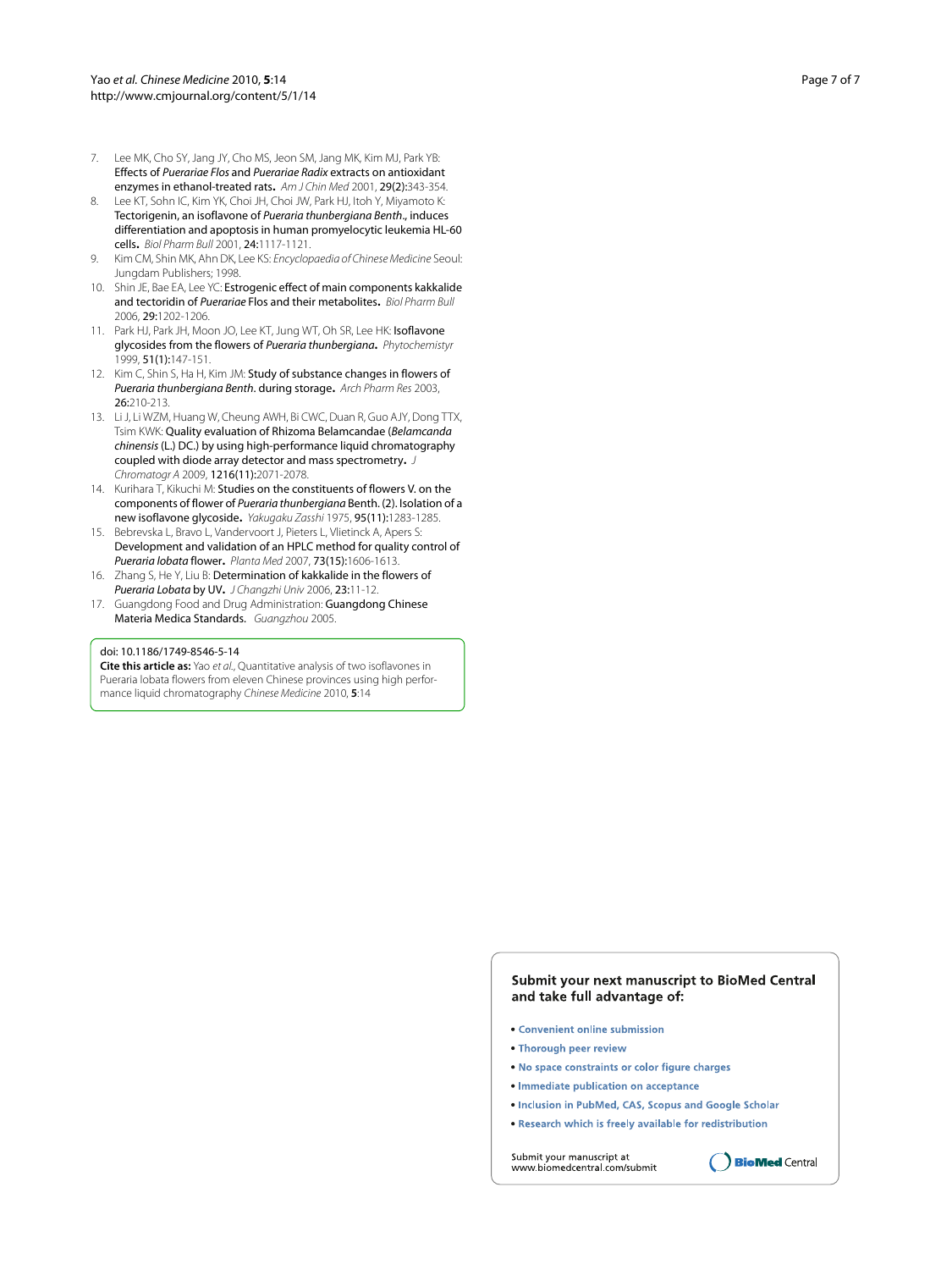7. Lee MK, Cho SY, Jang JY, Cho MS, Jeon SM, Jang MK, Kim MJ, Park YB: **Effects of *Puerariae Flos* and *Puerariae Radix* extracts on antioxidant enzymes in ethanol-treated rats.** *Am J Chin Med* 2001, **29(2):**343-354.
8. Lee KT, Sohn IC, Kim YK, Choi JH, Choi JW, Park HJ, Itoh Y, Miyamoto K: **Tectorigenin, an isoflavone of *Pueraria thunbergiana Benth*., induces differentiation and apoptosis in human promyelocytic leukemia HL-60 cells.** *Biol Pharm Bull* 2001, **24:**1117-1121.
9. Kim CM, Shin MK, Ahn DK, Lee KS: *Encyclopaedia of Chinese Medicine* Seoul: Jungdam Publishers; 1998.
10. Shin JE, Bae EA, Lee YC: **Estrogenic effect of main components kakkalide and tectoridin of *Puerariae* Flos and their metabolites.** *Biol Pharm Bull* 2006, **29:**1202-1206.
11. Park HJ, Park JH, Moon JO, Lee KT, Jung WT, Oh SR, Lee HK: **Isoflavone glycosides from the flowers of *Pueraria thunbergiana*.** *Phytochemistyr* 1999, **51(1):**147-151.
12. Kim C, Shin S, Ha H, Kim JM: **Study of substance changes in flowers of *Pueraria thunbergiana Benth*. during storage.** *Arch Pharm Res* 2003, **26:**210-213.
13. Li J, Li WZM, Huang W, Cheung AWH, Bi CWC, Duan R, Guo AJY, Dong TTX, Tsim KWK: **Quality evaluation of Rhizoma Belamcandae (*Belamcanda chinensis* (L.) DC.) by using high-performance liquid chromatography coupled with diode array detector and mass spectrometry.** *J Chromatogr A* 2009, **1216(11):**2071-2078.
14. Kurihara T, Kikuchi M: **Studies on the constituents of flowers V. on the components of flower of *Pueraria thunbergiana* Benth. (2). Isolation of a new isoflavone glycoside.** *Yakugaku Zasshi* 1975, **95(11):**1283-1285.
15. Bebrevska L, Bravo L, Vandervoort J, Pieters L, Vlietinck A, Apers S: **Development and validation of an HPLC method for quality control of *Pueraria lobata* flower.** *Planta Med* 2007, **73(15):**1606-1613.
16. Zhang S, He Y, Liu B: **Determination of kakkalide in the flowers of *Pueraria Lobata* by UV.** *J Changzhi Univ* 2006, **23:**11-12.
17. Guangdong Food and Drug Administration: **Guangdong Chinese Materia Medica Standards.** *Guangzhou* 2005.

doi: 10.1186/1749-8546-5-14

**Cite this article as:** Yao *et al.*, Quantitative analysis of two isoflavones in Pueraria lobata flowers from eleven Chinese provinces using high performance liquid chromatography *Chinese Medicine* 2010, **5**:14